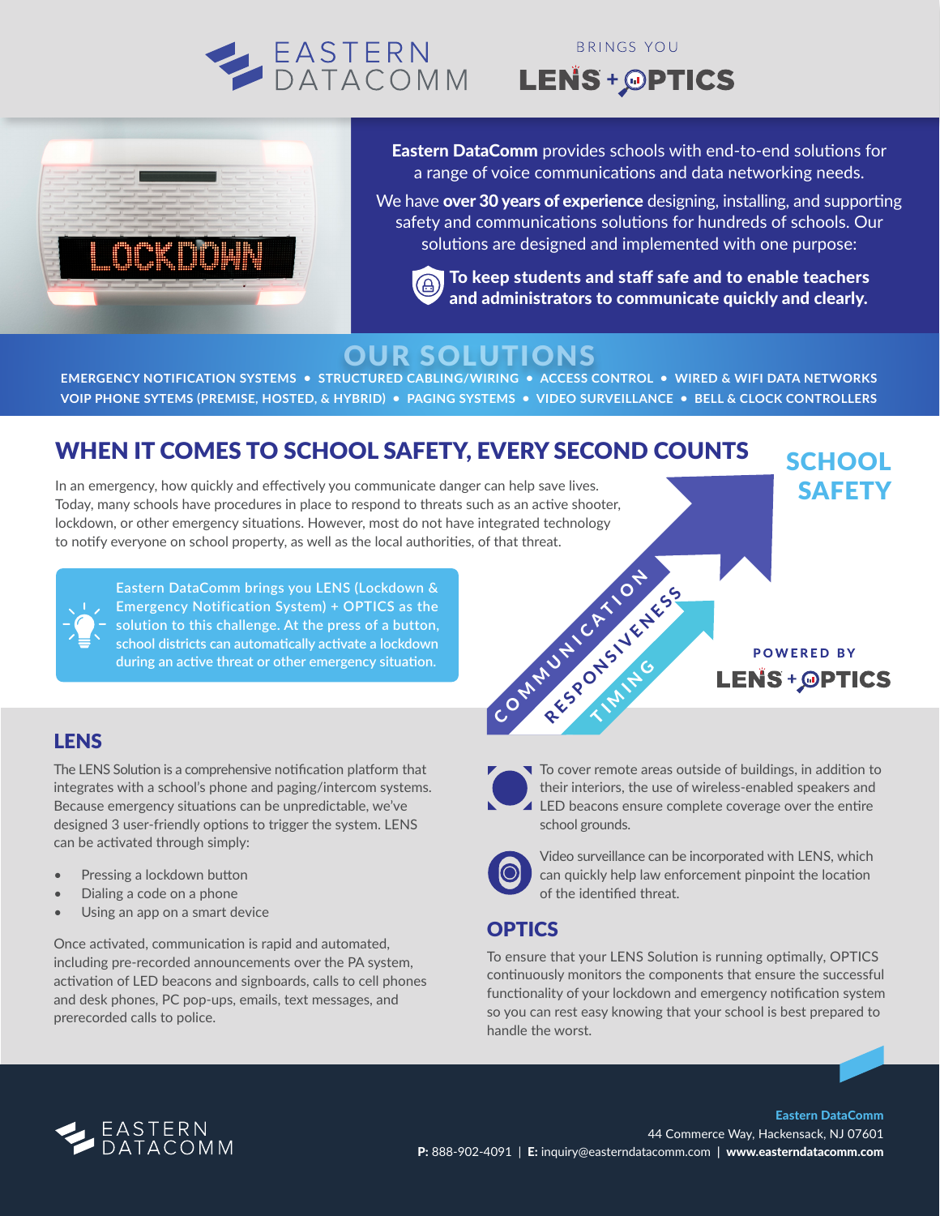# EASTERN DATACOMM

BRINGS YOU LENS + OPTICS

**Eastern DataComm** provides schools with end-to-end solutions for a range of voice communications and data networking needs.

We have **over 30 years of experience** designing, installing, and supporting safety and communications solutions for hundreds of schools. Our solutions are designed and implemented with one purpose:

**To keep students and staff safe and to enable teachers and administrators to communicate quickly and clearly.**

## OUR SOLUTIONS

EMERGENCY NOTIFICATION SYSTEMS • STRUCTURED CABLING/WIRING • ACCESS CONTROL • WIRED & WIFI DATA NETWORKS
VOIP PHONE SYTEMS (PREMISE, HOSTED, & HYBRID) • PAGING SYSTEMS • VIDEO SURVEILLANCE • BELL & CLOCK CONTROLLERS

## WHEN IT COMES TO SCHOOL SAFETY, EVERY SECOND COUNTS

**SCHOOL SAFETY**

In an emergency, how quickly and effectively you communicate danger can help save lives. Today, many schools have procedures in place to respond to threats such as an active shooter, lockdown, or other emergency situations. However, most do not have integrated technology to notify everyone on school property, as well as the local authorities, of that threat.

Eastern DataComm brings you LENS (Lockdown & Emergency Notification System) + OPTICS as the solution to this challenge. At the press of a button, school districts can automatically activate a lockdown during an active threat or other emergency situation.

COMMUNICATION
RESPONSIVENESS
TIMING

POWERED BY LENS + OPTICS

## LENS

The LENS Solution is a comprehensive notification platform that integrates with a school's phone and paging/intercom systems. Because emergency situations can be unpredictable, we've designed 3 user-friendly options to trigger the system. LENS can be activated through simply:

- Pressing a lockdown button
- Dialing a code on a phone
- Using an app on a smart device

Once activated, communication is rapid and automated, including pre-recorded announcements over the PA system, activation of LED beacons and signboards, calls to cell phones and desk phones, PC pop-ups, emails, text messages, and prerecorded calls to police.

To cover remote areas outside of buildings, in addition to their interiors, the use of wireless-enabled speakers and LED beacons ensure complete coverage over the entire school grounds.

Video surveillance can be incorporated with LENS, which can quickly help law enforcement pinpoint the location of the identified threat.

## OPTICS

To ensure that your LENS Solution is running optimally, OPTICS continuously monitors the components that ensure the successful functionality of your lockdown and emergency notification system so you can rest easy knowing that your school is best prepared to handle the worst.

EASTERN DATACOMM

**Eastern DataComm**
44 Commerce Way, Hackensack, NJ 07601
**P:** 888-902-4091 | **E:** inquiry@easterndatacomm.com | **www.easterndatacomm.com**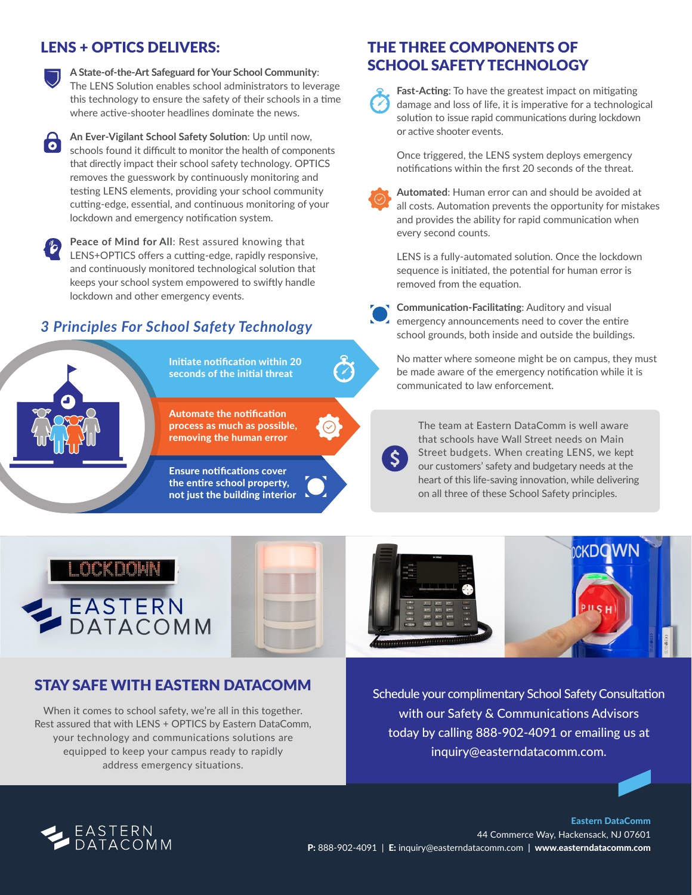## LENS + OPTICS DELIVERS:

**A State-of-the-Art Safeguard for Your School Community**: The LENS Solution enables school administrators to leverage this technology to ensure the safety of their schools in a time where active-shooter headlines dominate the news.

**An Ever-Vigilant School Safety Solution**: Up until now, schools found it difficult to monitor the health of components that directly impact their school safety technology. OPTICS removes the guesswork by continuously monitoring and testing LENS elements, providing your school community cutting-edge, essential, and continuous monitoring of your lockdown and emergency notification system.

**Peace of Mind for All**: Rest assured knowing that LENS+OPTICS offers a cutting-edge, rapidly responsive, and continuously monitored technological solution that keeps your school system empowered to swiftly handle lockdown and other emergency events.

### *3 Principles For School Safety Technology*

- Initiate notification within 20 seconds of the initial threat
- Automate the notification process as much as possible, removing the human error
- Ensure notifications cover the entire school property, not just the building interior

## THE THREE COMPONENTS OF SCHOOL SAFETY TECHNOLOGY

**Fast-Acting**: To have the greatest impact on mitigating damage and loss of life, it is imperative for a technological solution to issue rapid communications during lockdown or active shooter events.

Once triggered, the LENS system deploys emergency notifications within the first 20 seconds of the threat.

**Automated**: Human error can and should be avoided at all costs. Automation prevents the opportunity for mistakes and provides the ability for rapid communication when every second counts.

LENS is a fully-automated solution. Once the lockdown sequence is initiated, the potential for human error is removed from the equation.

**Communication-Facilitating**: Auditory and visual emergency announcements need to cover the entire school grounds, both inside and outside the buildings.

No matter where someone might be on campus, they must be made aware of the emergency notification while it is communicated to law enforcement.

The team at Eastern DataComm is well aware that schools have Wall Street needs on Main Street budgets. When creating LENS, we kept our customers' safety and budgetary needs at the heart of this life-saving innovation, while delivering on all three of these School Safety principles.

## STAY SAFE WITH EASTERN DATACOMM

When it comes to school safety, we're all in this together. Rest assured that with LENS + OPTICS by Eastern DataComm, your technology and communications solutions are equipped to keep your campus ready to rapidly address emergency situations.

Schedule your complimentary School Safety Consultation with our Safety & Communications Advisors today by calling 888-902-4091 or emailing us at inquiry@easterndatacomm.com.

**Eastern DataComm**
44 Commerce Way, Hackensack, NJ 07601
**P:** 888-902-4091 | **E:** inquiry@easterndatacomm.com | **www.easterndatacomm.com**